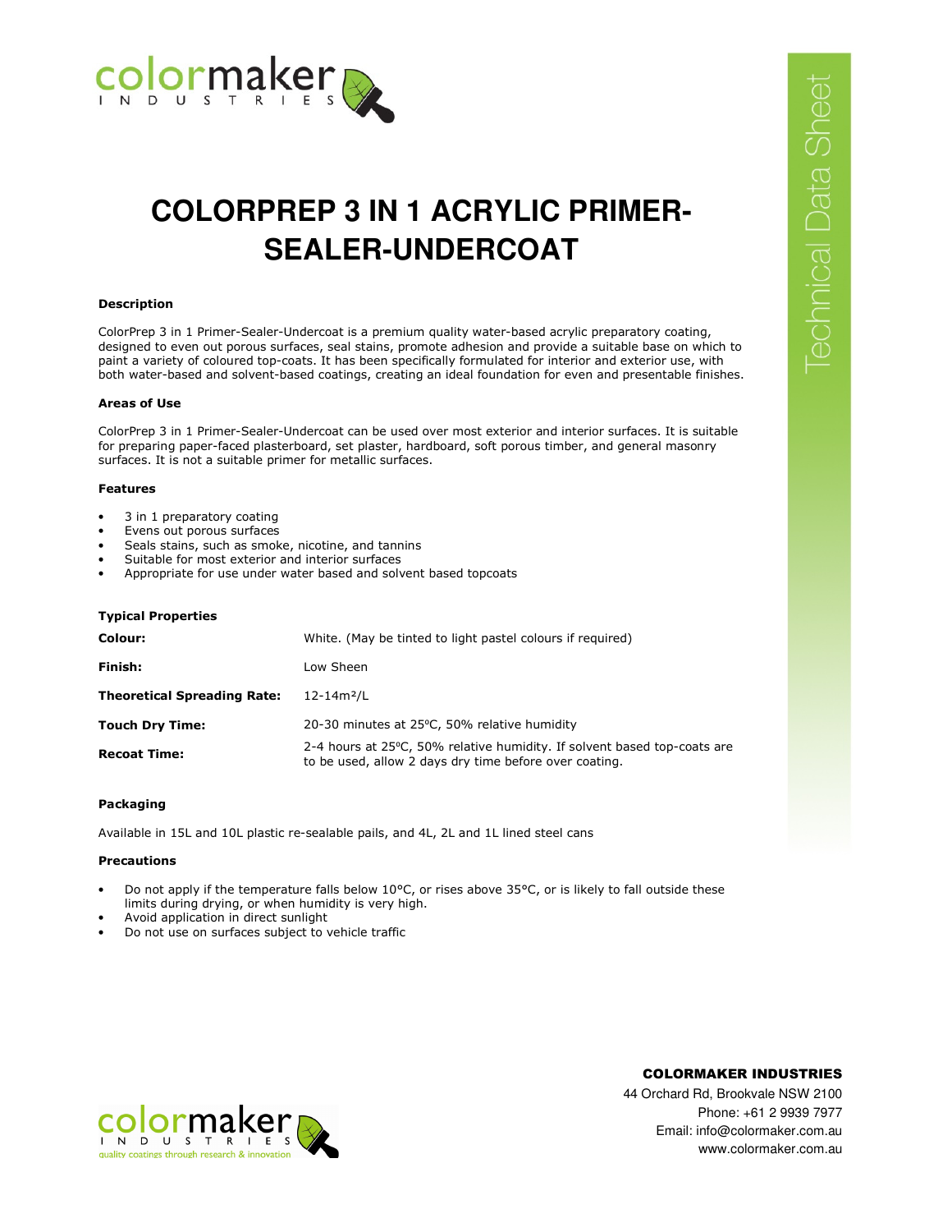# COLORPREP 3 IN 1 ACRYLIC PRIMER-SEALER-UNDERCOAT

### Description

ColorPrep 3 in 1 Primer-Sealer-Undercoat is a premium quality water-based acrylic preparatory coating, designed to even out porous surfaces, seal stains, promote adhesion and provide a suitable base on which to paint a variety of coloured top-coats. It has been specifically formulated for interior and exterior use, with both water-based and solvent-based coatings, creating an ideal foundation for even and presentable finishes.

### Areas of Use

ColorPrep 3 in 1 Primer-Sealer-Undercoat can be used over most exterior and interior surfaces. It is suitable for preparing paper-faced plasterboard, set plaster, hardboard, soft porous timber, and general masonry surfaces. It is not a suitable primer for metallic surfaces.

### Features

- 3 in 1 preparatory coating
- Evens out porous surfaces
- Seals stains, such as smoke, nicotine, and tannins
- Suitable for most exterior and interior surfaces
- Appropriate for use under water based and solvent based topcoats

### Typical Properties

| | |
|---|---|
| **Colour:** | White. (May be tinted to light pastel colours if required) |
| **Finish:** | Low Sheen |
| **Theoretical Spreading Rate:** | 12-14m²/L |
| **Touch Dry Time:** | 20-30 minutes at 25ºC, 50% relative humidity |
| **Recoat Time:** | 2-4 hours at 25ºC, 50% relative humidity. If solvent based top-coats are to be used, allow 2 days dry time before over coating. |

### Packaging

Available in 15L and 10L plastic re-sealable pails, and 4L, 2L and 1L lined steel cans

### Precautions

- Do not apply if the temperature falls below 10°C, or rises above 35°C, or is likely to fall outside these limits during drying, or when humidity is very high.
- Avoid application in direct sunlight
- Do not use on surfaces subject to vehicle traffic

**COLORMAKER INDUSTRIES**
44 Orchard Rd, Brookvale NSW 2100
Phone: +61 2 9939 7977
Email: info@colormaker.com.au
www.colormaker.com.au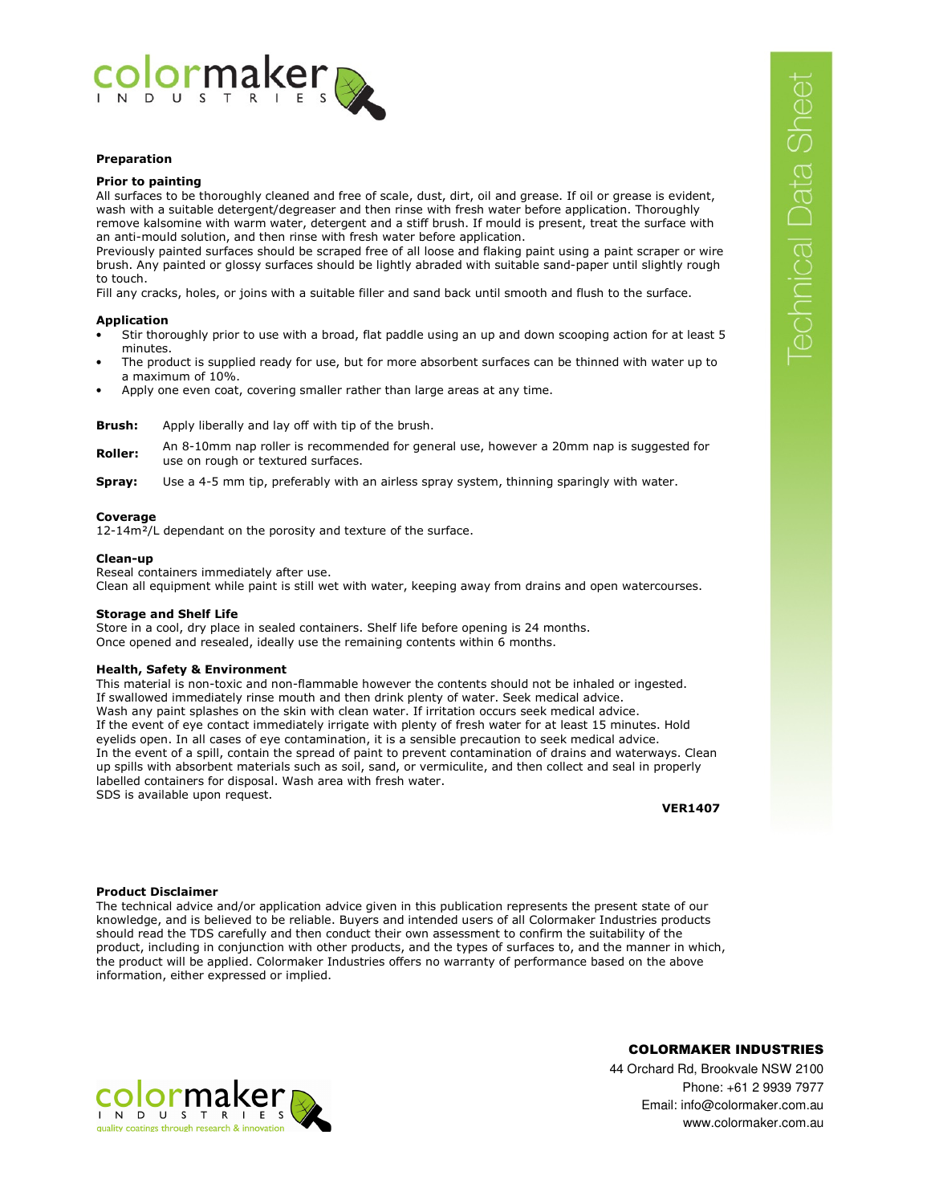## Preparation

### Prior to painting

All surfaces to be thoroughly cleaned and free of scale, dust, dirt, oil and grease. If oil or grease is evident, wash with a suitable detergent/degreaser and then rinse with fresh water before application. Thoroughly remove kalsomine with warm water, detergent and a stiff brush. If mould is present, treat the surface with an anti-mould solution, and then rinse with fresh water before application.
Previously painted surfaces should be scraped free of all loose and flaking paint using a paint scraper or wire brush. Any painted or glossy surfaces should be lightly abraded with suitable sand-paper until slightly rough to touch.
Fill any cracks, holes, or joins with a suitable filler and sand back until smooth and flush to the surface.

### Application

- Stir thoroughly prior to use with a broad, flat paddle using an up and down scooping action for at least 5 minutes.
- The product is supplied ready for use, but for more absorbent surfaces can be thinned with water up to a maximum of 10%.
- Apply one even coat, covering smaller rather than large areas at any time.

**Brush:** Apply liberally and lay off with tip of the brush.

**Roller:** An 8-10mm nap roller is recommended for general use, however a 20mm nap is suggested for use on rough or textured surfaces.

**Spray:** Use a 4-5 mm tip, preferably with an airless spray system, thinning sparingly with water.

### Coverage

12-14m²/L dependant on the porosity and texture of the surface.

### Clean-up

Reseal containers immediately after use.
Clean all equipment while paint is still wet with water, keeping away from drains and open watercourses.

### Storage and Shelf Life

Store in a cool, dry place in sealed containers. Shelf life before opening is 24 months.
Once opened and resealed, ideally use the remaining contents within 6 months.

### Health, Safety & Environment

This material is non-toxic and non-flammable however the contents should not be inhaled or ingested.
If swallowed immediately rinse mouth and then drink plenty of water. Seek medical advice.
Wash any paint splashes on the skin with clean water. If irritation occurs seek medical advice.
If the event of eye contact immediately irrigate with plenty of fresh water for at least 15 minutes. Hold eyelids open. In all cases of eye contamination, it is a sensible precaution to seek medical advice.
In the event of a spill, contain the spread of paint to prevent contamination of drains and waterways. Clean up spills with absorbent materials such as soil, sand, or vermiculite, and then collect and seal in properly labelled containers for disposal. Wash area with fresh water.
SDS is available upon request.

**VER1407**

### Product Disclaimer

The technical advice and/or application advice given in this publication represents the present state of our knowledge, and is believed to be reliable. Buyers and intended users of all Colormaker Industries products should read the TDS carefully and then conduct their own assessment to confirm the suitability of the product, including in conjunction with other products, and the types of surfaces to, and the manner in which, the product will be applied. Colormaker Industries offers no warranty of performance based on the above information, either expressed or implied.

**COLORMAKER INDUSTRIES**
44 Orchard Rd, Brookvale NSW 2100
Phone: +61 2 9939 7977
Email: info@colormaker.com.au
www.colormaker.com.au